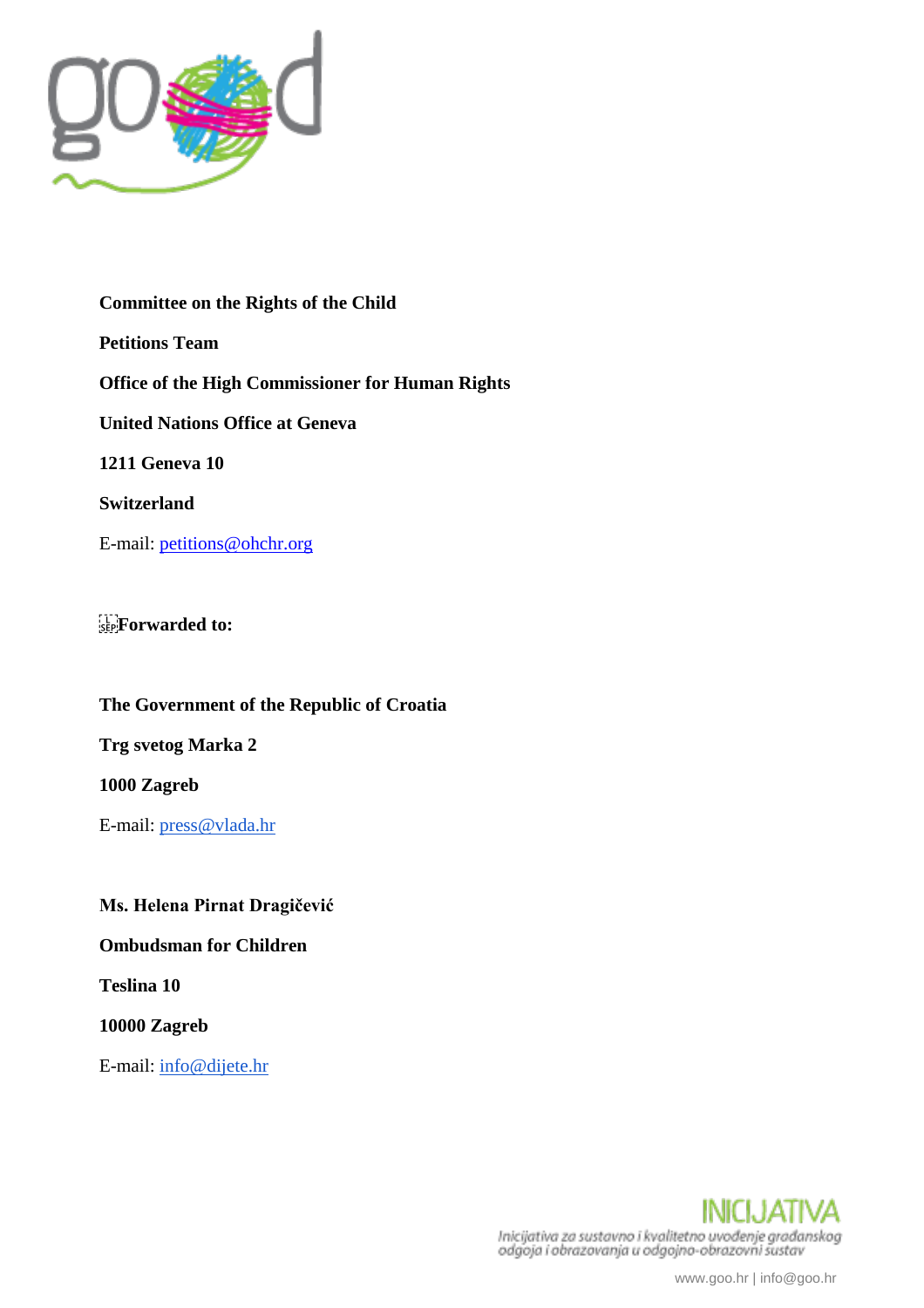**Committee on the Rights of the Child**

**Petitions Team**

**Office of the High Commissioner for Human Rights**

**United Nations Office at Geneva**

**1211 Geneva 10**

**Switzerland**

E-mail: petitions@ohchr.org

**Forwarded to:**

**The Government of the Republic of Croatia**

**Trg svetog Marka 2**

**1000 Zagreb**

E-mail: press@vlada.hr

**Ms. Helena Pirnat Dragičević**

**Ombudsman for Children**

**Teslina 10**

**10000 Zagreb**

E-mail: info@dijete.hr

INICIJATIVA

Inicijativa za sustavno i kvalitetno uvođenje građanskog odgoja i obrazovanja u odgojno-obrazovni sustav

www.goo.hr | info@goo.hr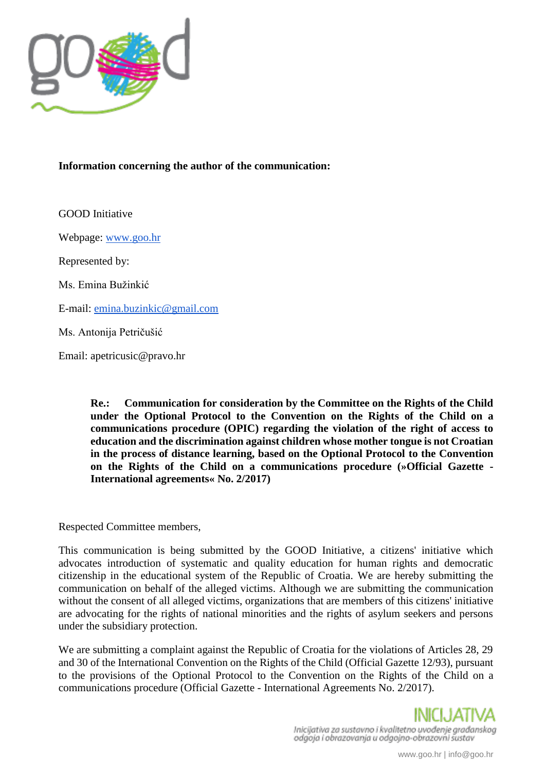**Information concerning the author of the communication:**

GOOD Initiative

Webpage: [www.goo.hr](www.goo.hr)

Represented by:

Ms. Emina Bužinkić

E-mail: [emina.buzinkic@gmail.com](mailto:emina.buzinkic@gmail.com)

Ms. Antonija Petričušić

Email: apetricusic@pravo.hr

> **Re.: Communication for consideration by the Committee on the Rights of the Child under the Optional Protocol to the Convention on the Rights of the Child on a communications procedure (OPIC) regarding the violation of the right of access to education and the discrimination against children whose mother tongue is not Croatian in the process of distance learning, based on the Optional Protocol to the Convention on the Rights of the Child on a communications procedure (»Official Gazette - International agreements« No. 2/2017)**

Respected Committee members,

This communication is being submitted by the GOOD Initiative, a citizens' initiative which advocates introduction of systematic and quality education for human rights and democratic citizenship in the educational system of the Republic of Croatia. We are hereby submitting the communication on behalf of the alleged victims. Although we are submitting the communication without the consent of all alleged victims, organizations that are members of this citizens' initiative are advocating for the rights of national minorities and the rights of asylum seekers and persons under the subsidiary protection.

We are submitting a complaint against the Republic of Croatia for the violations of Articles 28, 29 and 30 of the International Convention on the Rights of the Child (Official Gazette 12/93), pursuant to the provisions of the Optional Protocol to the Convention on the Rights of the Child on a communications procedure (Official Gazette - International Agreements No. 2/2017).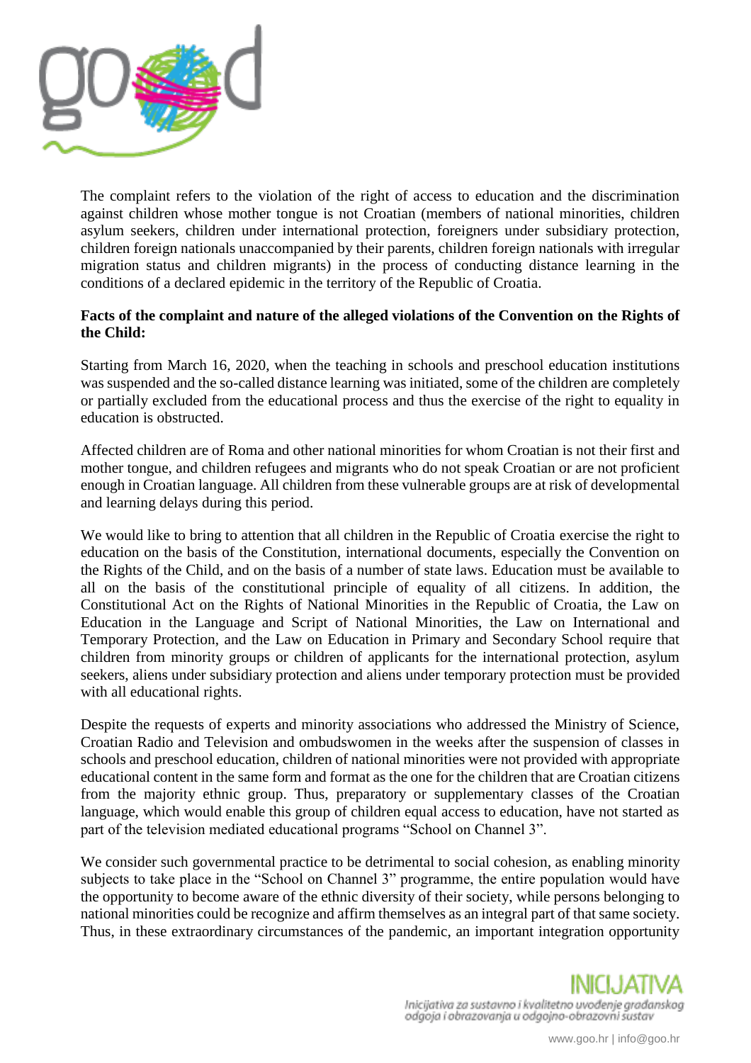The complaint refers to the violation of the right of access to education and the discrimination against children whose mother tongue is not Croatian (members of national minorities, children asylum seekers, children under international protection, foreigners under subsidiary protection, children foreign nationals unaccompanied by their parents, children foreign nationals with irregular migration status and children migrants) in the process of conducting distance learning in the conditions of a declared epidemic in the territory of the Republic of Croatia.

**Facts of the complaint and nature of the alleged violations of the Convention on the Rights of the Child:**

Starting from March 16, 2020, when the teaching in schools and preschool education institutions was suspended and the so-called distance learning was initiated, some of the children are completely or partially excluded from the educational process and thus the exercise of the right to equality in education is obstructed.

Affected children are of Roma and other national minorities for whom Croatian is not their first and mother tongue, and children refugees and migrants who do not speak Croatian or are not proficient enough in Croatian language. All children from these vulnerable groups are at risk of developmental and learning delays during this period.

We would like to bring to attention that all children in the Republic of Croatia exercise the right to education on the basis of the Constitution, international documents, especially the Convention on the Rights of the Child, and on the basis of a number of state laws. Education must be available to all on the basis of the constitutional principle of equality of all citizens. In addition, the Constitutional Act on the Rights of National Minorities in the Republic of Croatia, the Law on Education in the Language and Script of National Minorities, the Law on International and Temporary Protection, and the Law on Education in Primary and Secondary School require that children from minority groups or children of applicants for the international protection, asylum seekers, aliens under subsidiary protection and aliens under temporary protection must be provided with all educational rights.

Despite the requests of experts and minority associations who addressed the Ministry of Science, Croatian Radio and Television and ombudswomen in the weeks after the suspension of classes in schools and preschool education, children of national minorities were not provided with appropriate educational content in the same form and format as the one for the children that are Croatian citizens from the majority ethnic group. Thus, preparatory or supplementary classes of the Croatian language, which would enable this group of children equal access to education, have not started as part of the television mediated educational programs "School on Channel 3".

We consider such governmental practice to be detrimental to social cohesion, as enabling minority subjects to take place in the "School on Channel 3" programme, the entire population would have the opportunity to become aware of the ethnic diversity of their society, while persons belonging to national minorities could be recognize and affirm themselves as an integral part of that same society. Thus, in these extraordinary circumstances of the pandemic, an important integration opportunity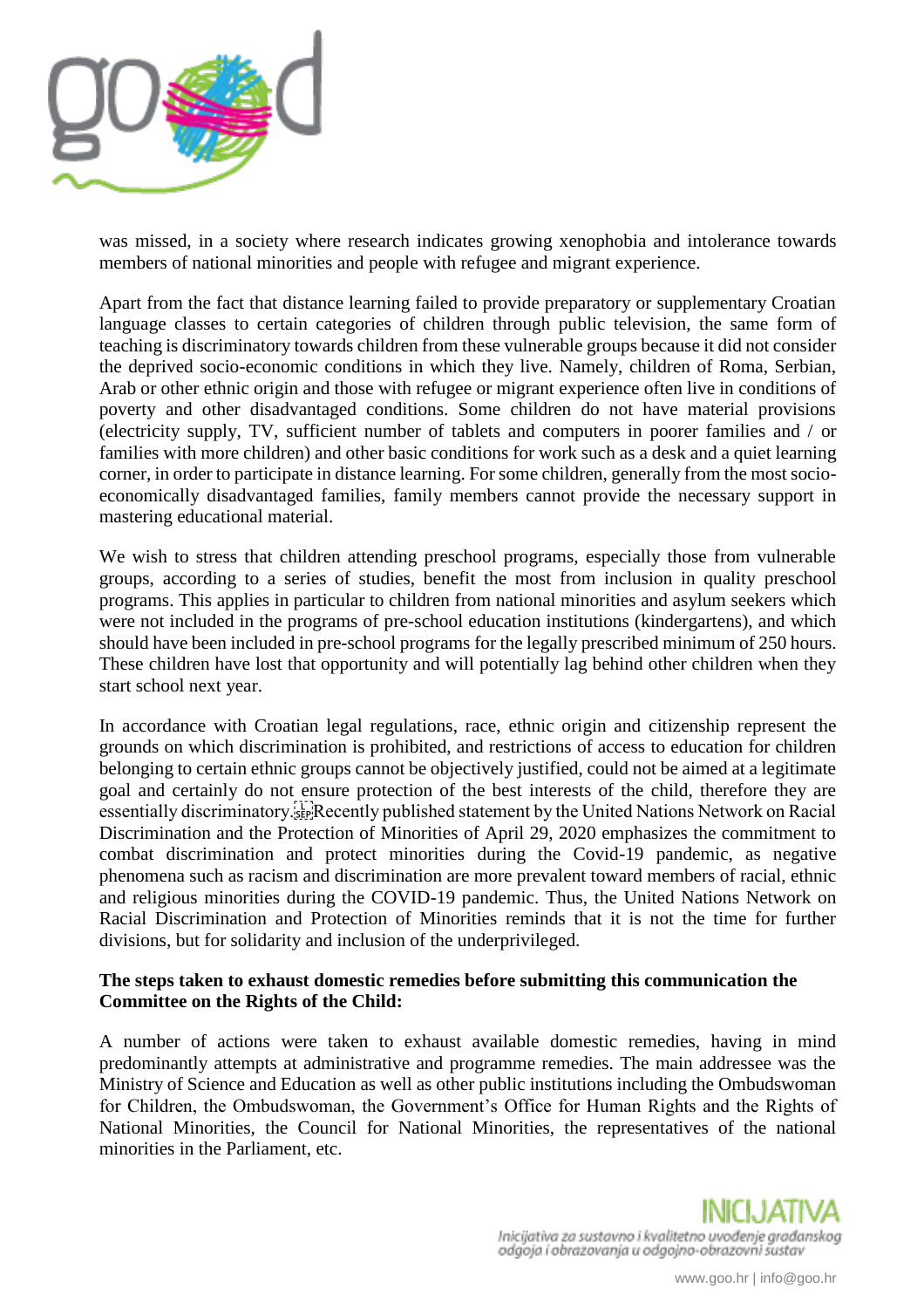was missed, in a society where research indicates growing xenophobia and intolerance towards members of national minorities and people with refugee and migrant experience.

Apart from the fact that distance learning failed to provide preparatory or supplementary Croatian language classes to certain categories of children through public television, the same form of teaching is discriminatory towards children from these vulnerable groups because it did not consider the deprived socio-economic conditions in which they live. Namely, children of Roma, Serbian, Arab or other ethnic origin and those with refugee or migrant experience often live in conditions of poverty and other disadvantaged conditions. Some children do not have material provisions (electricity supply, TV, sufficient number of tablets and computers in poorer families and / or families with more children) and other basic conditions for work such as a desk and a quiet learning corner, in order to participate in distance learning. For some children, generally from the most socio-economically disadvantaged families, family members cannot provide the necessary support in mastering educational material.

We wish to stress that children attending preschool programs, especially those from vulnerable groups, according to a series of studies, benefit the most from inclusion in quality preschool programs. This applies in particular to children from national minorities and asylum seekers which were not included in the programs of pre-school education institutions (kindergartens), and which should have been included in pre-school programs for the legally prescribed minimum of 250 hours. These children have lost that opportunity and will potentially lag behind other children when they start school next year.

In accordance with Croatian legal regulations, race, ethnic origin and citizenship represent the grounds on which discrimination is prohibited, and restrictions of access to education for children belonging to certain ethnic groups cannot be objectively justified, could not be aimed at a legitimate goal and certainly do not ensure protection of the best interests of the child, therefore they are essentially discriminatory. Recently published statement by the United Nations Network on Racial Discrimination and the Protection of Minorities of April 29, 2020 emphasizes the commitment to combat discrimination and protect minorities during the Covid-19 pandemic, as negative phenomena such as racism and discrimination are more prevalent toward members of racial, ethnic and religious minorities during the COVID-19 pandemic. Thus, the United Nations Network on Racial Discrimination and Protection of Minorities reminds that it is not the time for further divisions, but for solidarity and inclusion of the underprivileged.

**The steps taken to exhaust domestic remedies before submitting this communication the Committee on the Rights of the Child:**

A number of actions were taken to exhaust available domestic remedies, having in mind predominantly attempts at administrative and programme remedies. The main addressee was the Ministry of Science and Education as well as other public institutions including the Ombudswoman for Children, the Ombudswoman, the Government's Office for Human Rights and the Rights of National Minorities, the Council for National Minorities, the representatives of the national minorities in the Parliament, etc.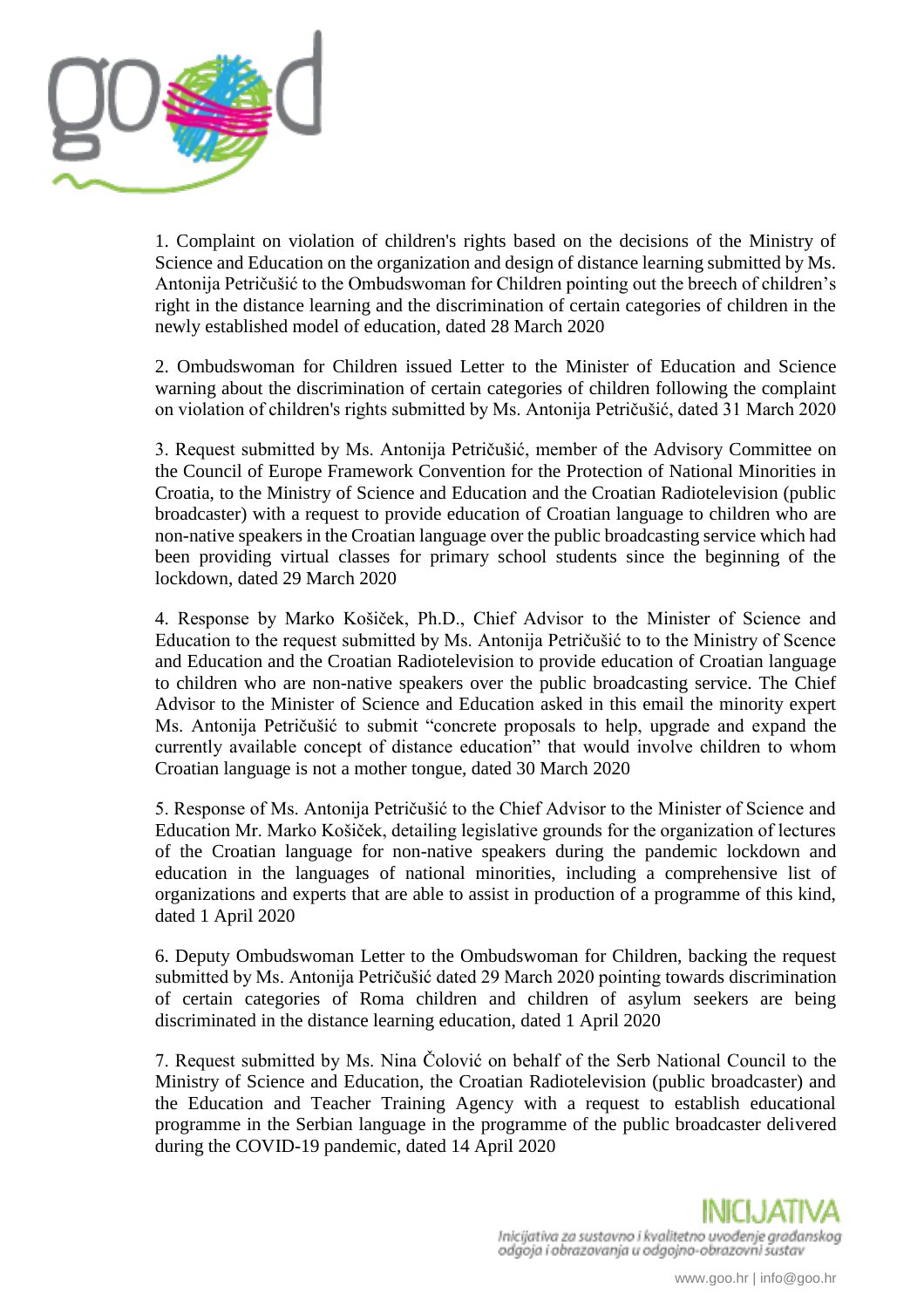1. Complaint on violation of children's rights based on the decisions of the Ministry of Science and Education on the organization and design of distance learning submitted by Ms. Antonija Petričušić to the Ombudswoman for Children pointing out the breech of children's right in the distance learning and the discrimination of certain categories of children in the newly established model of education, dated 28 March 2020

2. Ombudswoman for Children issued Letter to the Minister of Education and Science warning about the discrimination of certain categories of children following the complaint on violation of children's rights submitted by Ms. Antonija Petričušić, dated 31 March 2020

3. Request submitted by Ms. Antonija Petričušić, member of the Advisory Committee on the Council of Europe Framework Convention for the Protection of National Minorities in Croatia, to the Ministry of Science and Education and the Croatian Radiotelevision (public broadcaster) with a request to provide education of Croatian language to children who are non-native speakers in the Croatian language over the public broadcasting service which had been providing virtual classes for primary school students since the beginning of the lockdown, dated 29 March 2020

4. Response by Marko Košiček, Ph.D., Chief Advisor to the Minister of Science and Education to the request submitted by Ms. Antonija Petričušić to to the Ministry of Scence and Education and the Croatian Radiotelevision to provide education of Croatian language to children who are non-native speakers over the public broadcasting service. The Chief Advisor to the Minister of Science and Education asked in this email the minority expert Ms. Antonija Petričušić to submit "concrete proposals to help, upgrade and expand the currently available concept of distance education" that would involve children to whom Croatian language is not a mother tongue, dated 30 March 2020

5. Response of Ms. Antonija Petričušić to the Chief Advisor to the Minister of Science and Education Mr. Marko Košiček, detailing legislative grounds for the organization of lectures of the Croatian language for non-native speakers during the pandemic lockdown and education in the languages of national minorities, including a comprehensive list of organizations and experts that are able to assist in production of a programme of this kind, dated 1 April 2020

6. Deputy Ombudswoman Letter to the Ombudswoman for Children, backing the request submitted by Ms. Antonija Petričušić dated 29 March 2020 pointing towards discrimination of certain categories of Roma children and children of asylum seekers are being discriminated in the distance learning education, dated 1 April 2020

7. Request submitted by Ms. Nina Čolović on behalf of the Serb National Council to the Ministry of Science and Education, the Croatian Radiotelevision (public broadcaster) and the Education and Teacher Training Agency with a request to establish educational programme in the Serbian language in the programme of the public broadcaster delivered during the COVID-19 pandemic, dated 14 April 2020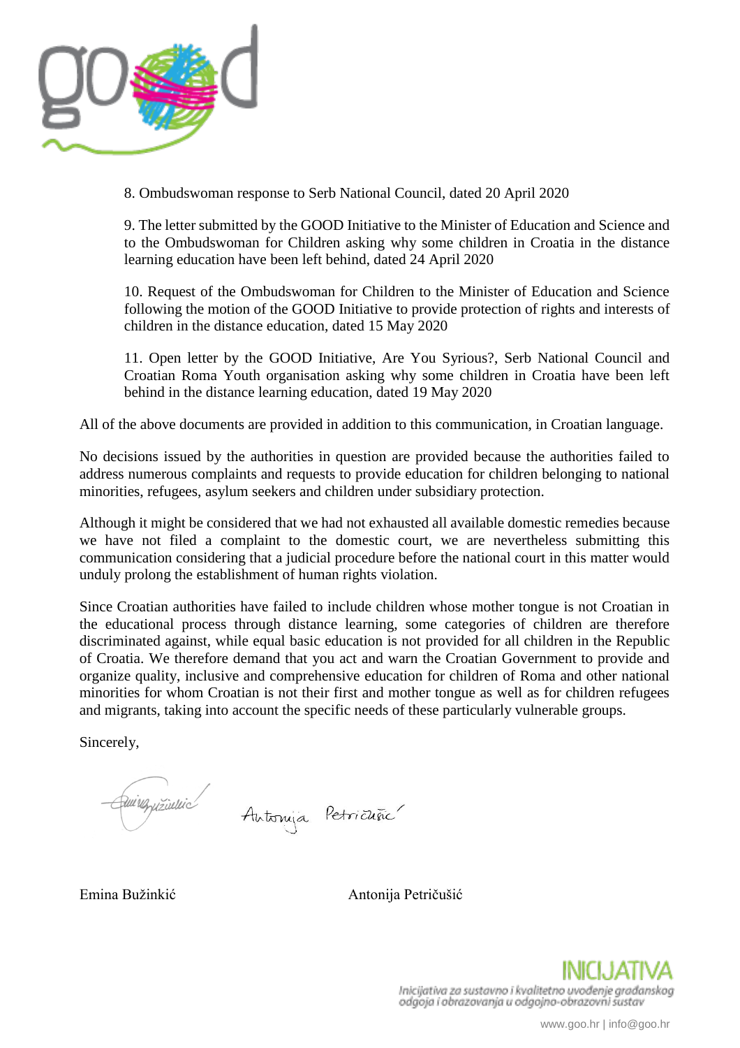8. Ombudswoman response to Serb National Council, dated 20 April 2020

9. The letter submitted by the GOOD Initiative to the Minister of Education and Science and to the Ombudswoman for Children asking why some children in Croatia in the distance learning education have been left behind, dated 24 April 2020

10. Request of the Ombudswoman for Children to the Minister of Education and Science following the motion of the GOOD Initiative to provide protection of rights and interests of children in the distance education, dated 15 May 2020

11. Open letter by the GOOD Initiative, Are You Syrious?, Serb National Council and Croatian Roma Youth organisation asking why some children in Croatia have been left behind in the distance learning education, dated 19 May 2020

All of the above documents are provided in addition to this communication, in Croatian language.

No decisions issued by the authorities in question are provided because the authorities failed to address numerous complaints and requests to provide education for children belonging to national minorities, refugees, asylum seekers and children under subsidiary protection.

Although it might be considered that we had not exhausted all available domestic remedies because we have not filed a complaint to the domestic court, we are nevertheless submitting this communication considering that a judicial procedure before the national court in this matter would unduly prolong the establishment of human rights violation.

Since Croatian authorities have failed to include children whose mother tongue is not Croatian in the educational process through distance learning, some categories of children are therefore discriminated against, while equal basic education is not provided for all children in the Republic of Croatia. We therefore demand that you act and warn the Croatian Government to provide and organize quality, inclusive and comprehensive education for children of Roma and other national minorities for whom Croatian is not their first and mother tongue as well as for children refugees and migrants, taking into account the specific needs of these particularly vulnerable groups.

Sincerely,

Emina Bužinkić Antonija Petričušić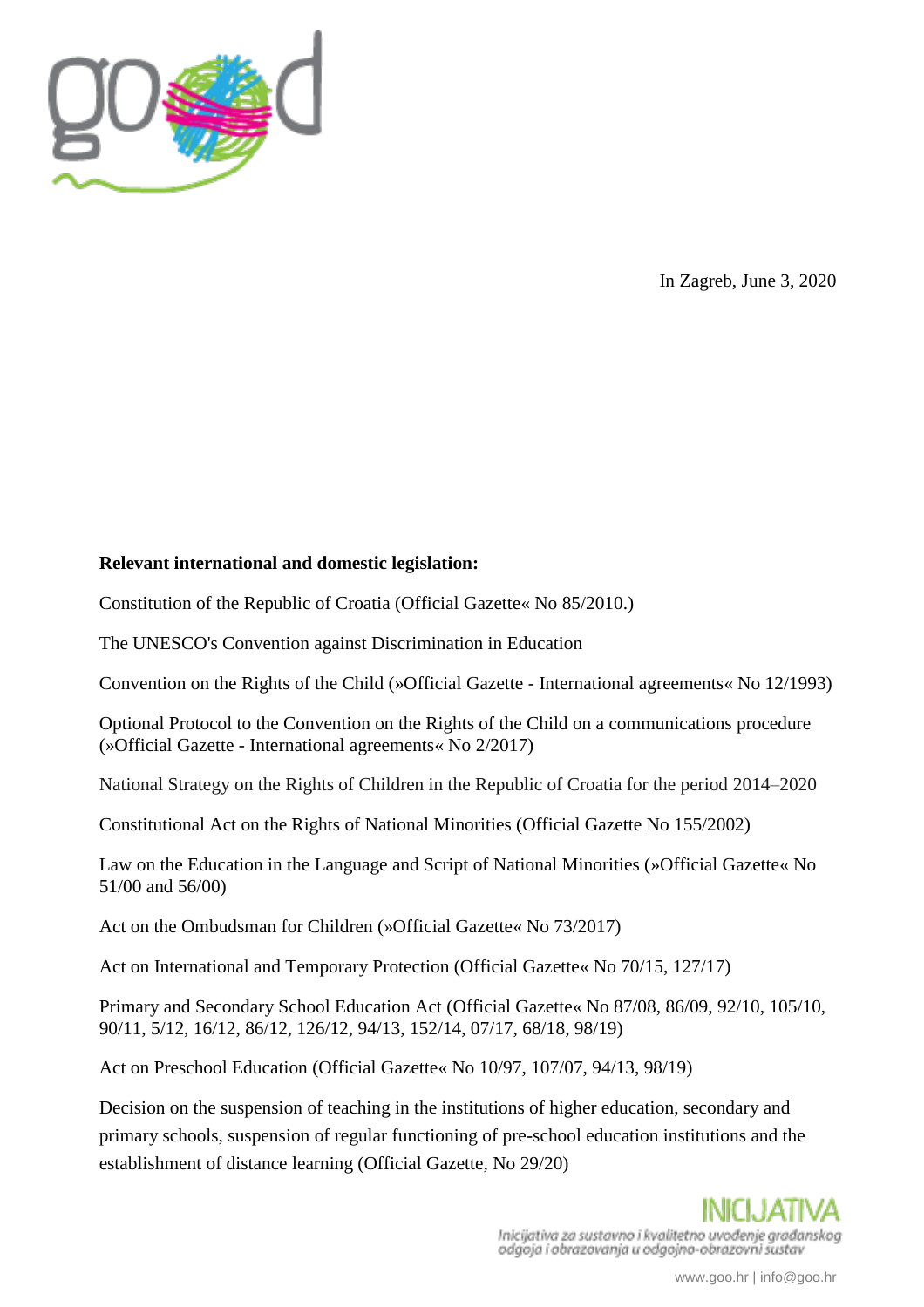In Zagreb, June 3, 2020

**Relevant international and domestic legislation:**

Constitution of the Republic of Croatia (Official Gazette« No 85/2010.)

The UNESCO's Convention against Discrimination in Education

Convention on the Rights of the Child (»Official Gazette - International agreements« No 12/1993)

Optional Protocol to the Convention on the Rights of the Child on a communications procedure (»Official Gazette - International agreements« No 2/2017)

National Strategy on the Rights of Children in the Republic of Croatia for the period 2014–2020

Constitutional Act on the Rights of National Minorities (Official Gazette No 155/2002)

Law on the Education in the Language and Script of National Minorities (»Official Gazette« No 51/00 and 56/00)

Act on the Ombudsman for Children (»Official Gazette« No 73/2017)

Act on International and Temporary Protection (Official Gazette« No 70/15, 127/17)

Primary and Secondary School Education Act (Official Gazette« No 87/08, 86/09, 92/10, 105/10, 90/11, 5/12, 16/12, 86/12, 126/12, 94/13, 152/14, 07/17, 68/18, 98/19)

Act on Preschool Education (Official Gazette« No 10/97, 107/07, 94/13, 98/19)

Decision on the suspension of teaching in the institutions of higher education, secondary and primary schools, suspension of regular functioning of pre-school education institutions and the establishment of distance learning (Official Gazette, No 29/20)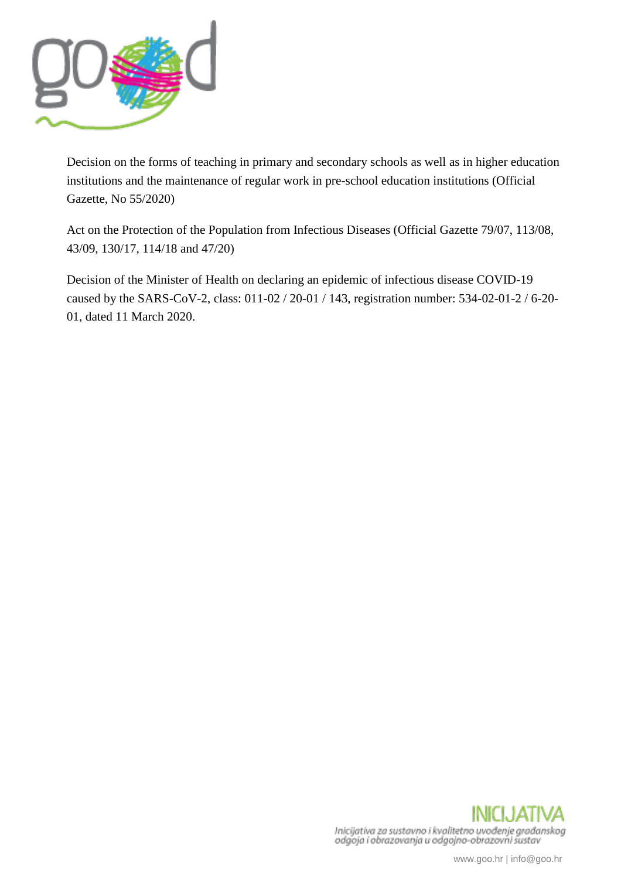Decision on the forms of teaching in primary and secondary schools as well as in higher education institutions and the maintenance of regular work in pre-school education institutions (Official Gazette, No 55/2020)

Act on the Protection of the Population from Infectious Diseases (Official Gazette 79/07, 113/08, 43/09, 130/17, 114/18 and 47/20)

Decision of the Minister of Health on declaring an epidemic of infectious disease COVID-19 caused by the SARS-CoV-2, class: 011-02 / 20-01 / 143, registration number: 534-02-01-2 / 6-20-01, dated 11 March 2020.